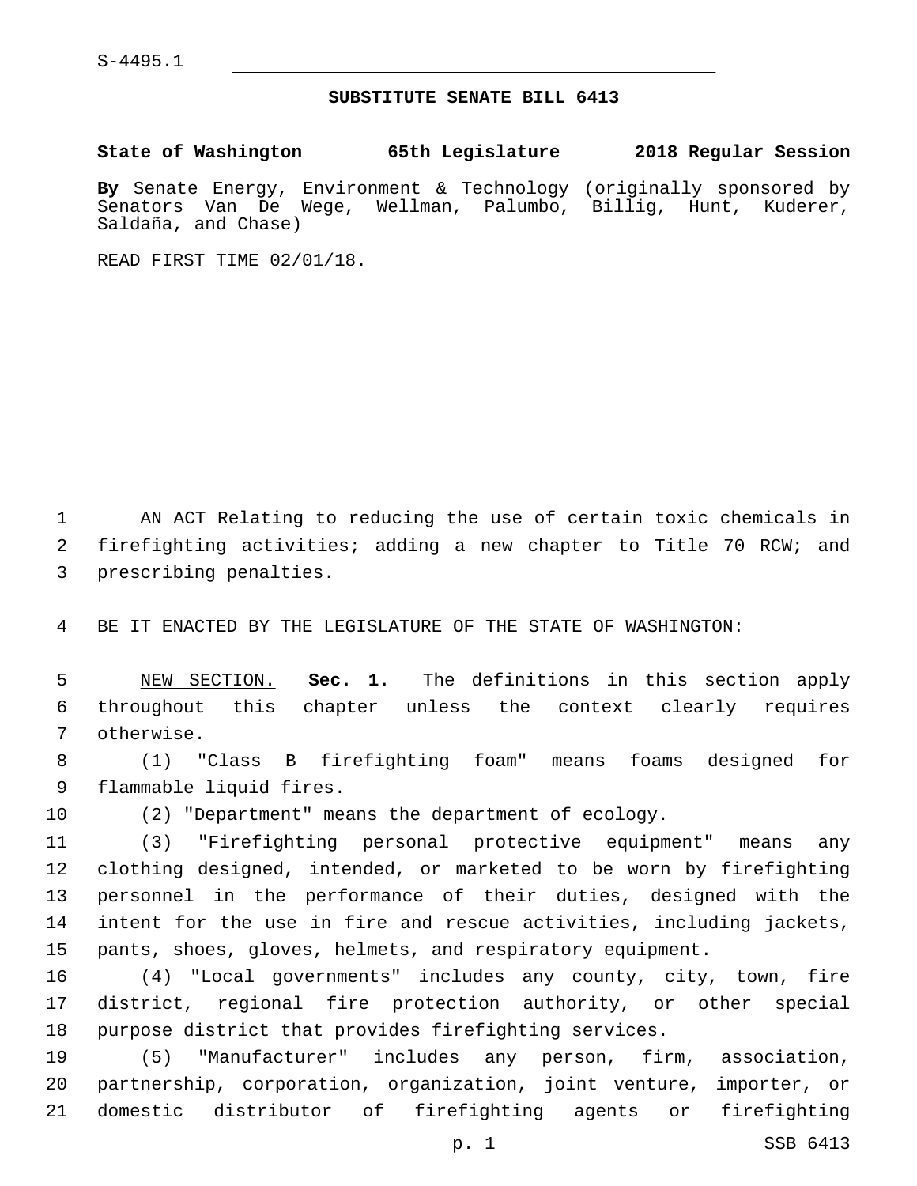S-4495.1

# SUBSTITUTE SENATE BILL 6413

**State of Washington 65th Legislature 2018 Regular Session**

**By** Senate Energy, Environment & Technology (originally sponsored by Senators Van De Wege, Wellman, Palumbo, Billig, Hunt, Kuderer, Saldaña, and Chase)

READ FIRST TIME 02/01/18.

AN ACT Relating to reducing the use of certain toxic chemicals in firefighting activities; adding a new chapter to Title 70 RCW; and prescribing penalties.

BE IT ENACTED BY THE LEGISLATURE OF THE STATE OF WASHINGTON:

NEW SECTION. **Sec. 1.** The definitions in this section apply throughout this chapter unless the context clearly requires otherwise.

(1) "Class B firefighting foam" means foams designed for flammable liquid fires.

(2) "Department" means the department of ecology.

(3) "Firefighting personal protective equipment" means any clothing designed, intended, or marketed to be worn by firefighting personnel in the performance of their duties, designed with the intent for the use in fire and rescue activities, including jackets, pants, shoes, gloves, helmets, and respiratory equipment.

(4) "Local governments" includes any county, city, town, fire district, regional fire protection authority, or other special purpose district that provides firefighting services.

(5) "Manufacturer" includes any person, firm, association, partnership, corporation, organization, joint venture, importer, or domestic distributor of firefighting agents or firefighting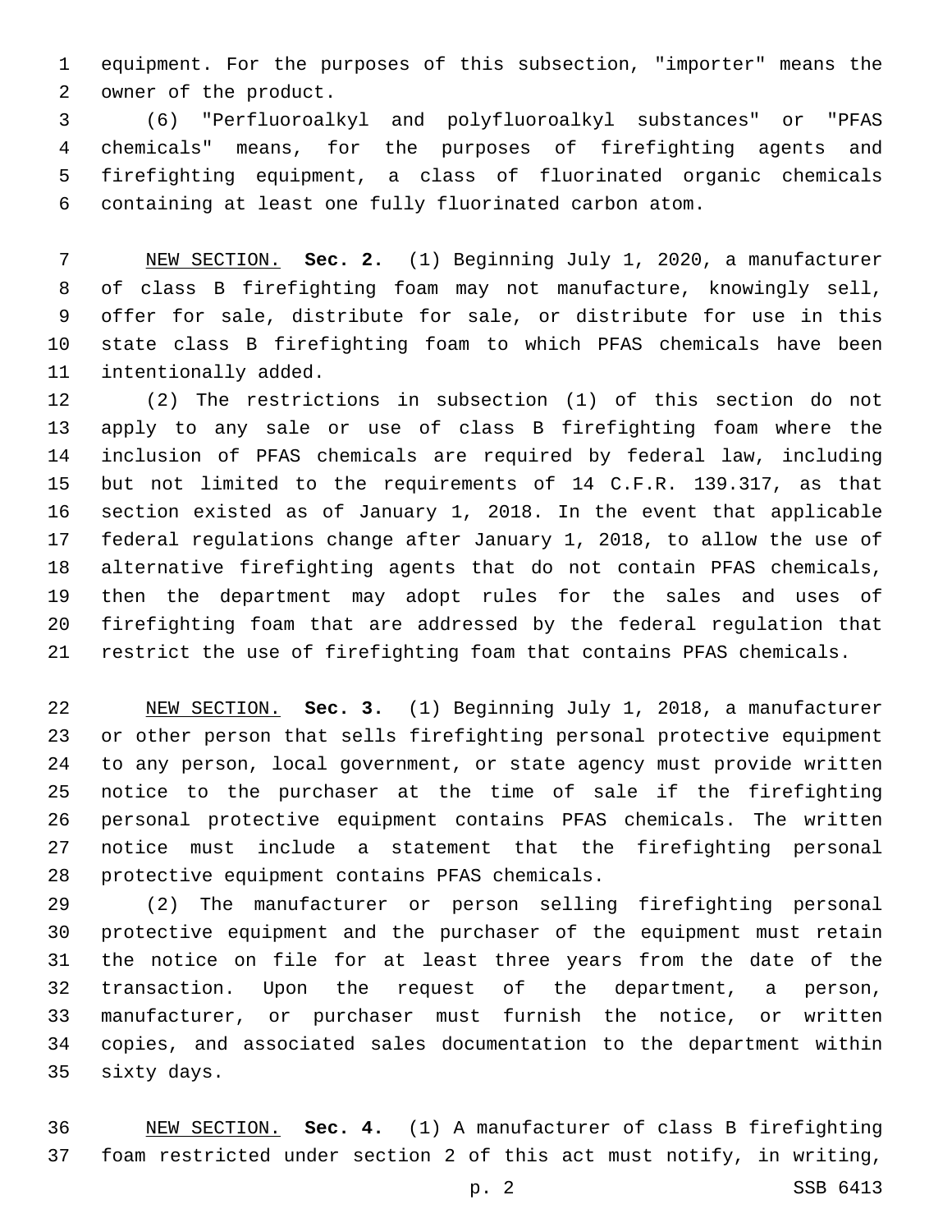equipment. For the purposes of this subsection, "importer" means the owner of the product.

(6) "Perfluoroalkyl and polyfluoroalkyl substances" or "PFAS chemicals" means, for the purposes of firefighting agents and firefighting equipment, a class of fluorinated organic chemicals containing at least one fully fluorinated carbon atom.

NEW SECTION. **Sec. 2.** (1) Beginning July 1, 2020, a manufacturer of class B firefighting foam may not manufacture, knowingly sell, offer for sale, distribute for sale, or distribute for use in this state class B firefighting foam to which PFAS chemicals have been intentionally added.

(2) The restrictions in subsection (1) of this section do not apply to any sale or use of class B firefighting foam where the inclusion of PFAS chemicals are required by federal law, including but not limited to the requirements of 14 C.F.R. 139.317, as that section existed as of January 1, 2018. In the event that applicable federal regulations change after January 1, 2018, to allow the use of alternative firefighting agents that do not contain PFAS chemicals, then the department may adopt rules for the sales and uses of firefighting foam that are addressed by the federal regulation that restrict the use of firefighting foam that contains PFAS chemicals.

NEW SECTION. **Sec. 3.** (1) Beginning July 1, 2018, a manufacturer or other person that sells firefighting personal protective equipment to any person, local government, or state agency must provide written notice to the purchaser at the time of sale if the firefighting personal protective equipment contains PFAS chemicals. The written notice must include a statement that the firefighting personal protective equipment contains PFAS chemicals.

(2) The manufacturer or person selling firefighting personal protective equipment and the purchaser of the equipment must retain the notice on file for at least three years from the date of the transaction. Upon the request of the department, a person, manufacturer, or purchaser must furnish the notice, or written copies, and associated sales documentation to the department within sixty days.

NEW SECTION. **Sec. 4.** (1) A manufacturer of class B firefighting foam restricted under section 2 of this act must notify, in writing,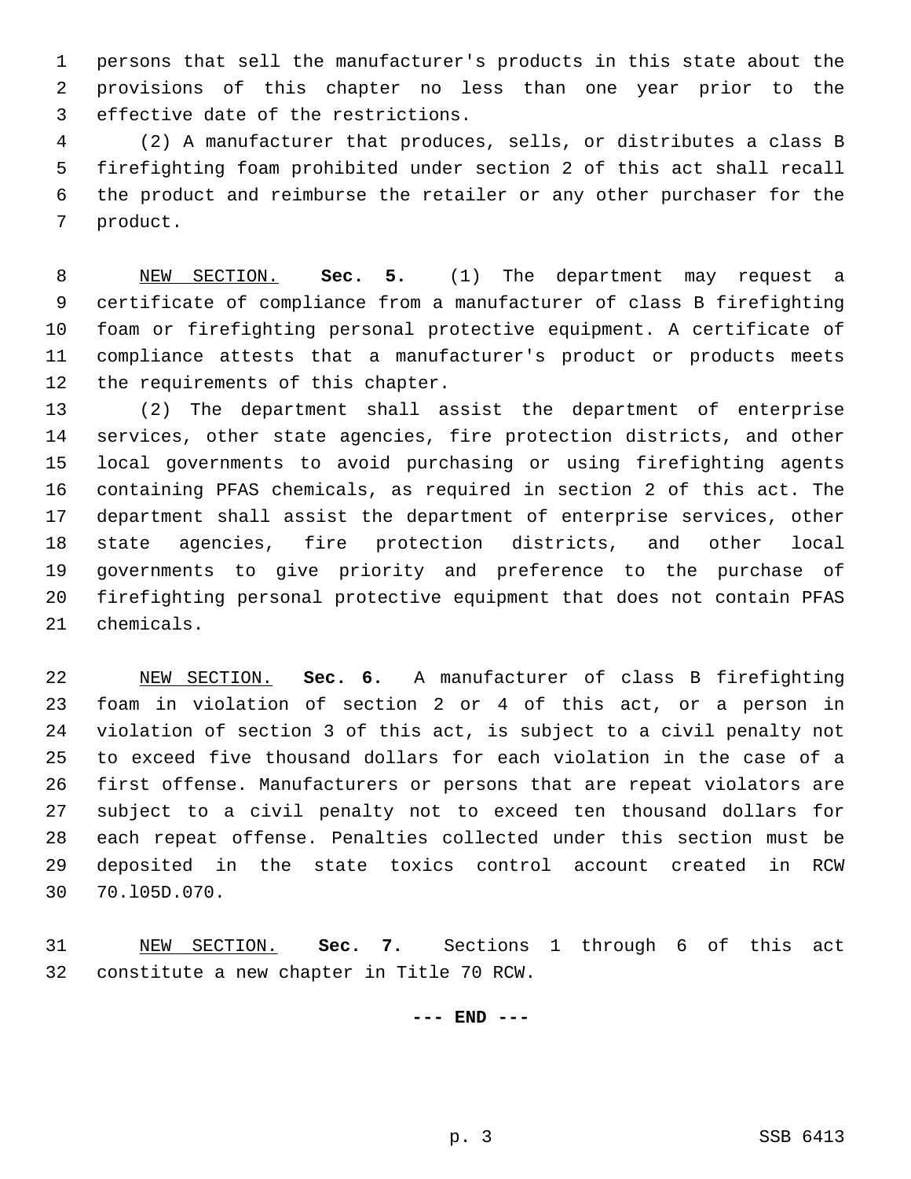persons that sell the manufacturer's products in this state about the provisions of this chapter no less than one year prior to the effective date of the restrictions.

(2) A manufacturer that produces, sells, or distributes a class B firefighting foam prohibited under section 2 of this act shall recall the product and reimburse the retailer or any other purchaser for the product.

NEW SECTION. **Sec. 5.** (1) The department may request a certificate of compliance from a manufacturer of class B firefighting foam or firefighting personal protective equipment. A certificate of compliance attests that a manufacturer's product or products meets the requirements of this chapter.

(2) The department shall assist the department of enterprise services, other state agencies, fire protection districts, and other local governments to avoid purchasing or using firefighting agents containing PFAS chemicals, as required in section 2 of this act. The department shall assist the department of enterprise services, other state agencies, fire protection districts, and other local governments to give priority and preference to the purchase of firefighting personal protective equipment that does not contain PFAS chemicals.

NEW SECTION. **Sec. 6.** A manufacturer of class B firefighting foam in violation of section 2 or 4 of this act, or a person in violation of section 3 of this act, is subject to a civil penalty not to exceed five thousand dollars for each violation in the case of a first offense. Manufacturers or persons that are repeat violators are subject to a civil penalty not to exceed ten thousand dollars for each repeat offense. Penalties collected under this section must be deposited in the state toxics control account created in RCW 70.l05D.070.

NEW SECTION. **Sec. 7.** Sections 1 through 6 of this act constitute a new chapter in Title 70 RCW.

**--- END ---**